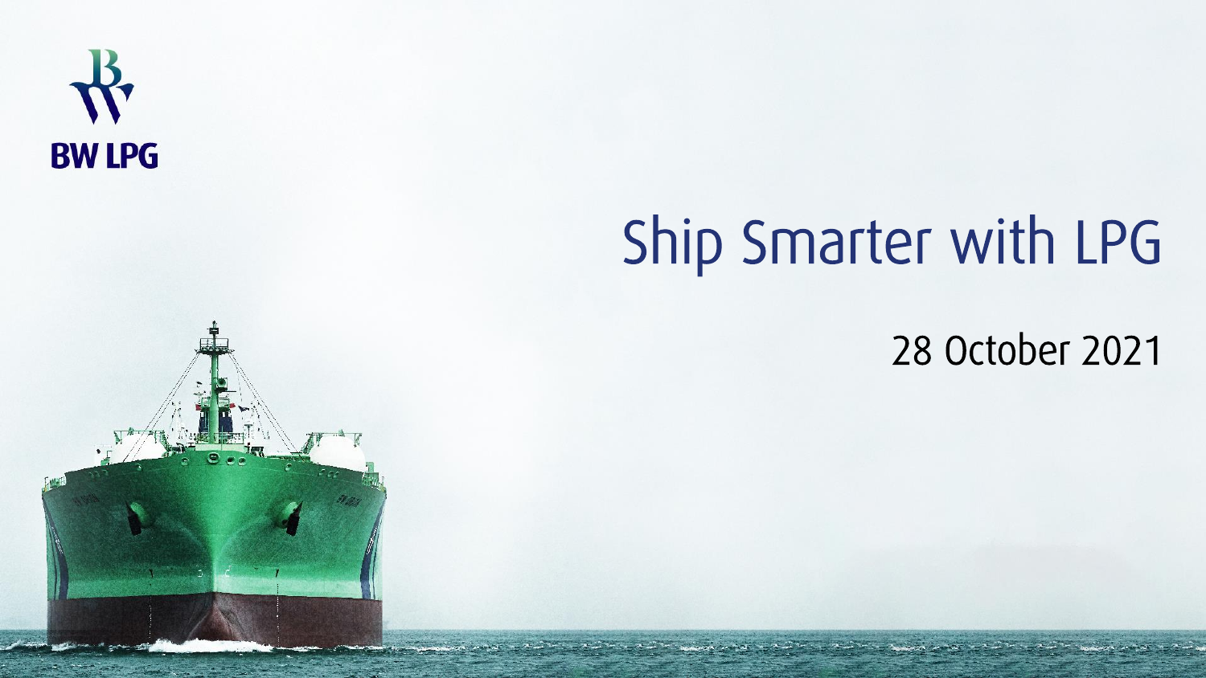BW LPG

# Ship Smarter with LPG

28 October 2021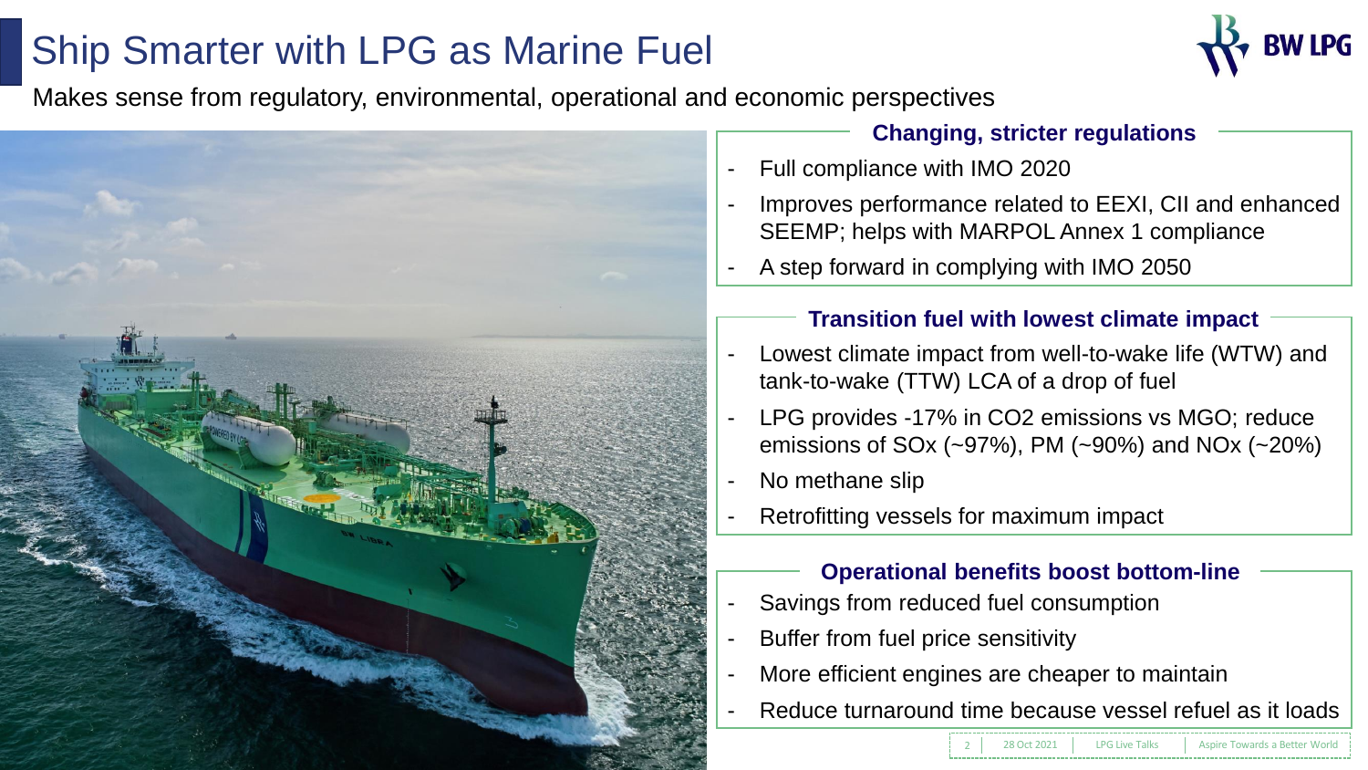# Ship Smarter with LPG as Marine Fuel

Makes sense from regulatory, environmental, operational and economic perspectives

### Changing, stricter regulations

- Full compliance with IMO 2020
- Improves performance related to EEXI, CII and enhanced SEEMP; helps with MARPOL Annex 1 compliance
- A step forward in complying with IMO 2050

### Transition fuel with lowest climate impact

- Lowest climate impact from well-to-wake life (WTW) and tank-to-wake (TTW) LCA of a drop of fuel
- LPG provides -17% in $CO_2$ emissions vs MGO; reduce emissions of $SO_x$ (~97%), PM (~90%) and $NO_x$ (~20%)
- No methane slip
- Retrofitting vessels for maximum impact

### Operational benefits boost bottom-line

- Savings from reduced fuel consumption
- Buffer from fuel price sensitivity
- More efficient engines are cheaper to maintain
- Reduce turnaround time because vessel refuel as it loads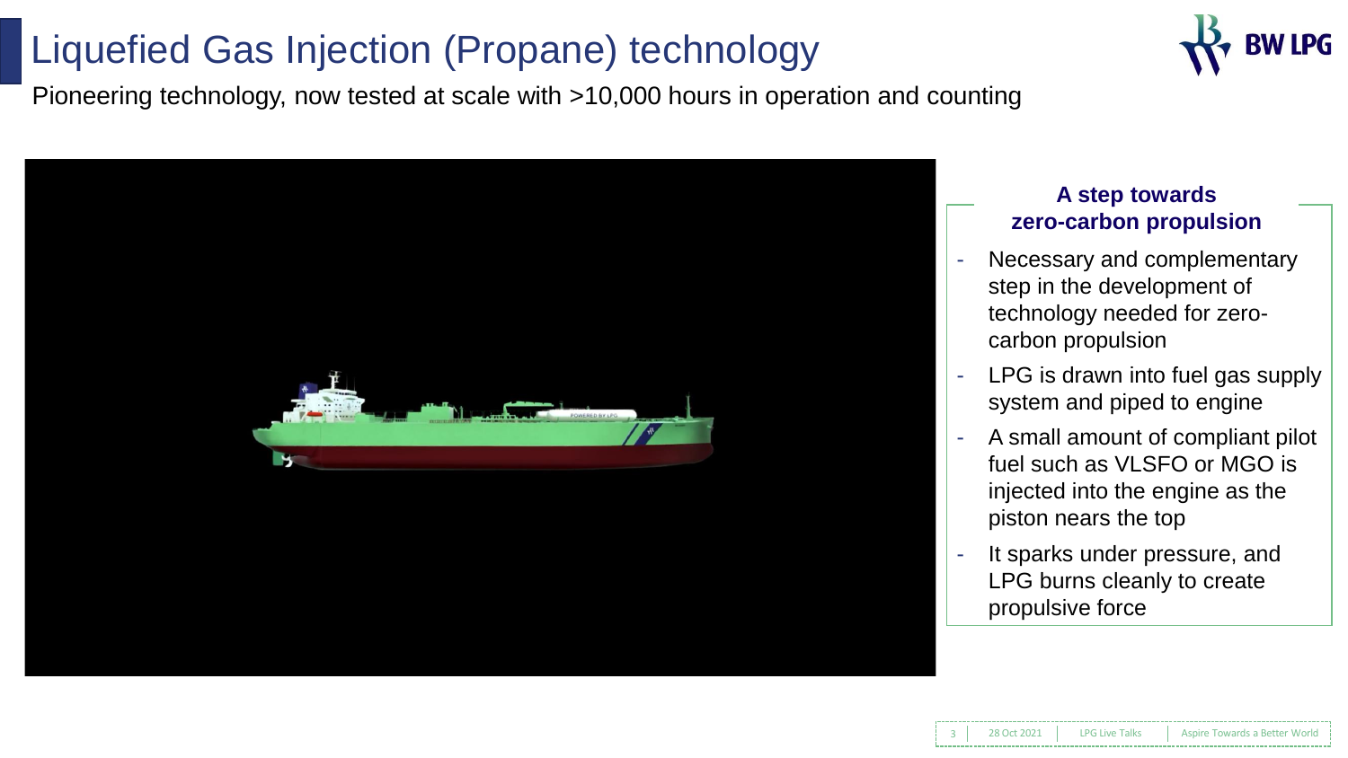# Liquefied Gas Injection (Propane) technology

Pioneering technology, now tested at scale with >10,000 hours in operation and counting

**A step towards zero-carbon propulsion**

- Necessary and complementary step in the development of technology needed for zero-carbon propulsion
- LPG is drawn into fuel gas supply system and piped to engine
- A small amount of compliant pilot fuel such as VLSFO or MGO is injected into the engine as the piston nears the top
- It sparks under pressure, and LPG burns cleanly to create propulsive force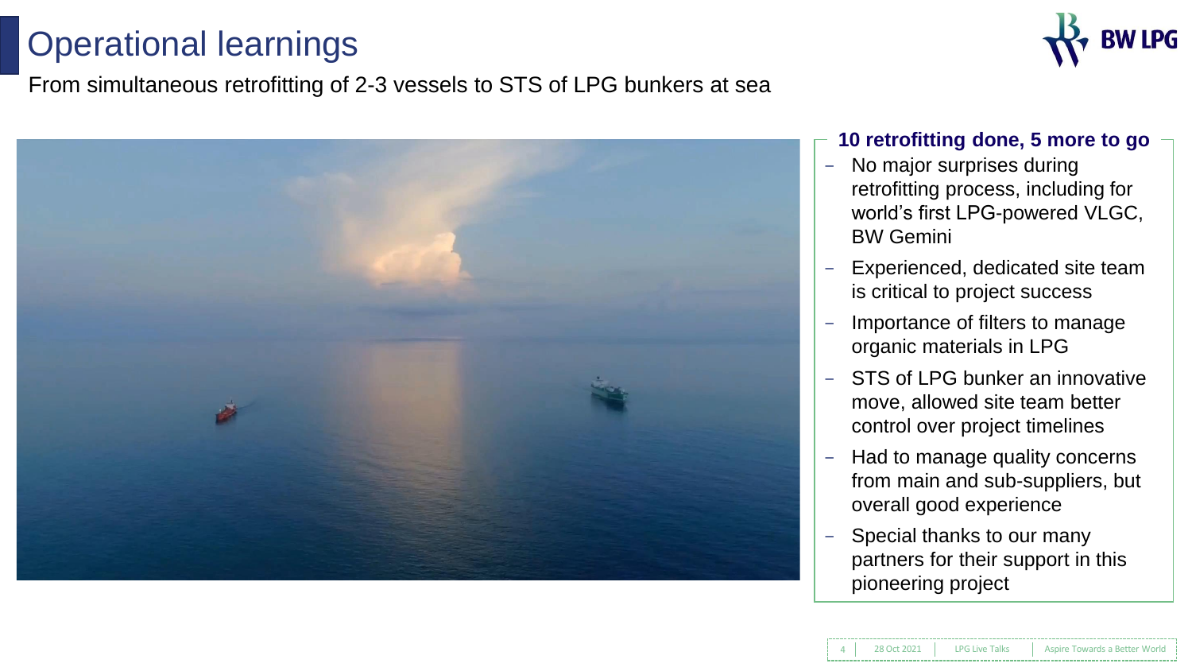# Operational learnings

From simultaneous retrofitting of 2-3 vessels to STS of LPG bunkers at sea

### 10 retrofitting done, 5 more to go

- No major surprises during retrofitting process, including for world's first LPG-powered VLGC, BW Gemini
- Experienced, dedicated site team is critical to project success
- Importance of filters to manage organic materials in LPG
- STS of LPG bunker an innovative move, allowed site team better control over project timelines
- Had to manage quality concerns from main and sub-suppliers, but overall good experience
- Special thanks to our many partners for their support in this pioneering project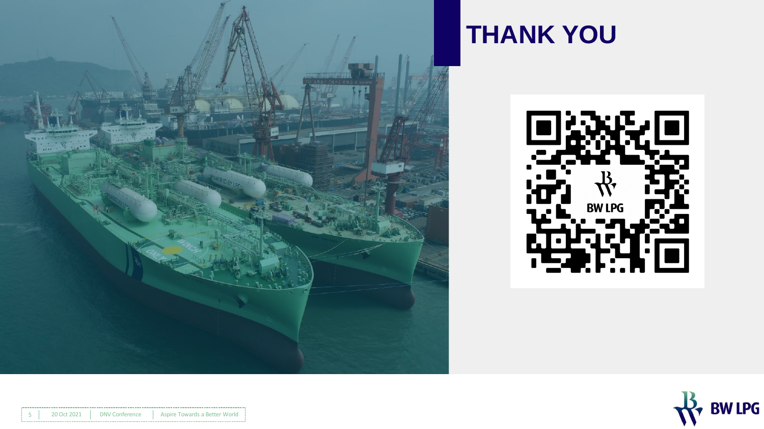# THANK YOU